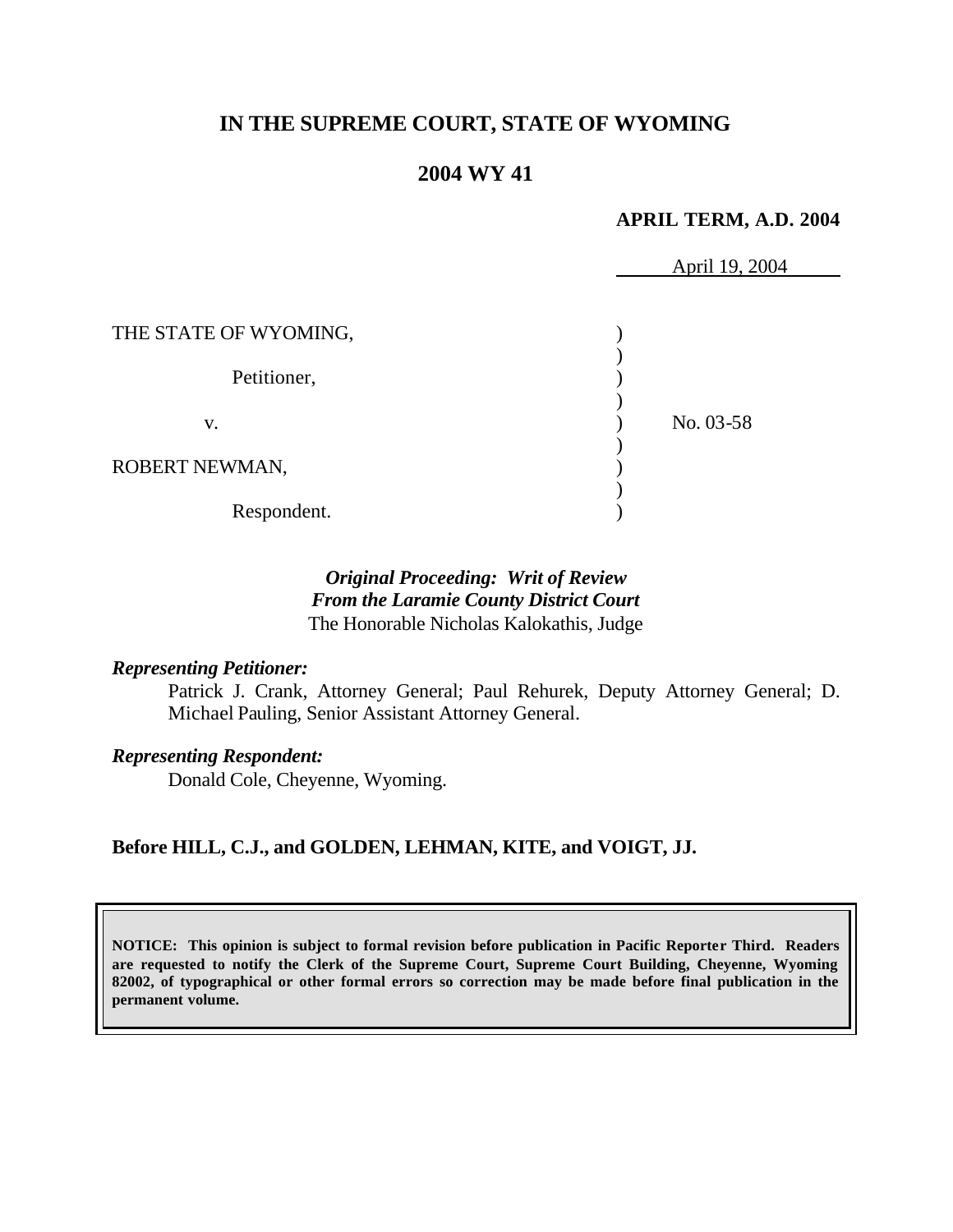# IN THE SUPREME COURT, STATE OF WYOMING

## 2004 WY 41

**APRIL TERM, A.D. 2004**

April 19, 2004

THE STATE OF WYOMING,

Petitioner,

v.

ROBERT NEWMAN,

Respondent.

No. 03-58

***Original Proceeding: Writ of Review***
***From the Laramie County District Court***
The Honorable Nicholas Kalokathis, Judge

***Representing Petitioner:***

Patrick J. Crank, Attorney General; Paul Rehurek, Deputy Attorney General; D. Michael Pauling, Senior Assistant Attorney General.

***Representing Respondent:***

Donald Cole, Cheyenne, Wyoming.

**Before HILL, C.J., and GOLDEN, LEHMAN, KITE, and VOIGT, JJ.**

**NOTICE: This opinion is subject to formal revision before publication in Pacific Reporter Third. Readers are requested to notify the Clerk of the Supreme Court, Supreme Court Building, Cheyenne, Wyoming 82002, of typographical or other formal errors so correction may be made before final publication in the permanent volume.**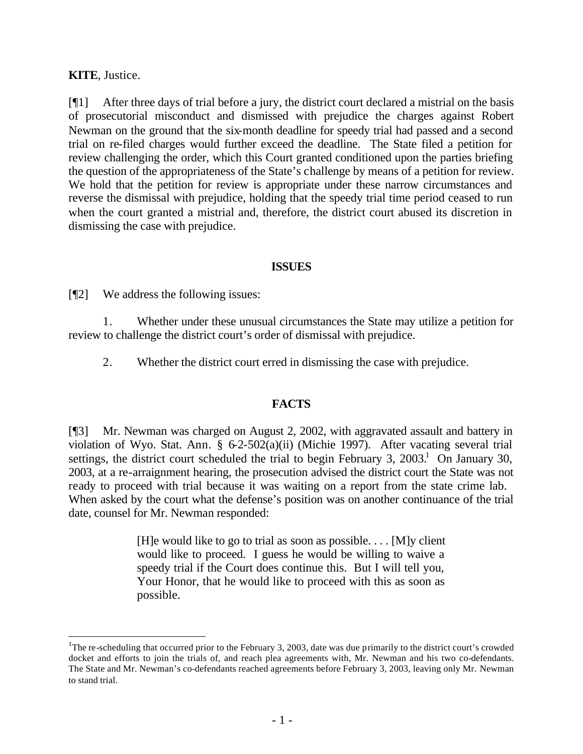**KITE**, Justice.

[¶1] After three days of trial before a jury, the district court declared a mistrial on the basis of prosecutorial misconduct and dismissed with prejudice the charges against Robert Newman on the ground that the six-month deadline for speedy trial had passed and a second trial on re-filed charges would further exceed the deadline. The State filed a petition for review challenging the order, which this Court granted conditioned upon the parties briefing the question of the appropriateness of the State's challenge by means of a petition for review. We hold that the petition for review is appropriate under these narrow circumstances and reverse the dismissal with prejudice, holding that the speedy trial time period ceased to run when the court granted a mistrial and, therefore, the district court abused its discretion in dismissing the case with prejudice.

## ISSUES

[¶2] We address the following issues:

1. Whether under these unusual circumstances the State may utilize a petition for review to challenge the district court's order of dismissal with prejudice.

2. Whether the district court erred in dismissing the case with prejudice.

## FACTS

[¶3] Mr. Newman was charged on August 2, 2002, with aggravated assault and battery in violation of Wyo. Stat. Ann. § 6-2-502(a)(ii) (Michie 1997). After vacating several trial settings, the district court scheduled the trial to begin February 3, 2003.[1] On January 30, 2003, at a re-arraignment hearing, the prosecution advised the district court the State was not ready to proceed with trial because it was waiting on a report from the state crime lab. When asked by the court what the defense's position was on another continuance of the trial date, counsel for Mr. Newman responded:

> [H]e would like to go to trial as soon as possible. . . . [M]y client would like to proceed. I guess he would be willing to waive a speedy trial if the Court does continue this. But I will tell you, Your Honor, that he would like to proceed with this as soon as possible.

---

[1] The re-scheduling that occurred prior to the February 3, 2003, date was due primarily to the district court's crowded docket and efforts to join the trials of, and reach plea agreements with, Mr. Newman and his two co-defendants. The State and Mr. Newman's co-defendants reached agreements before February 3, 2003, leaving only Mr. Newman to stand trial.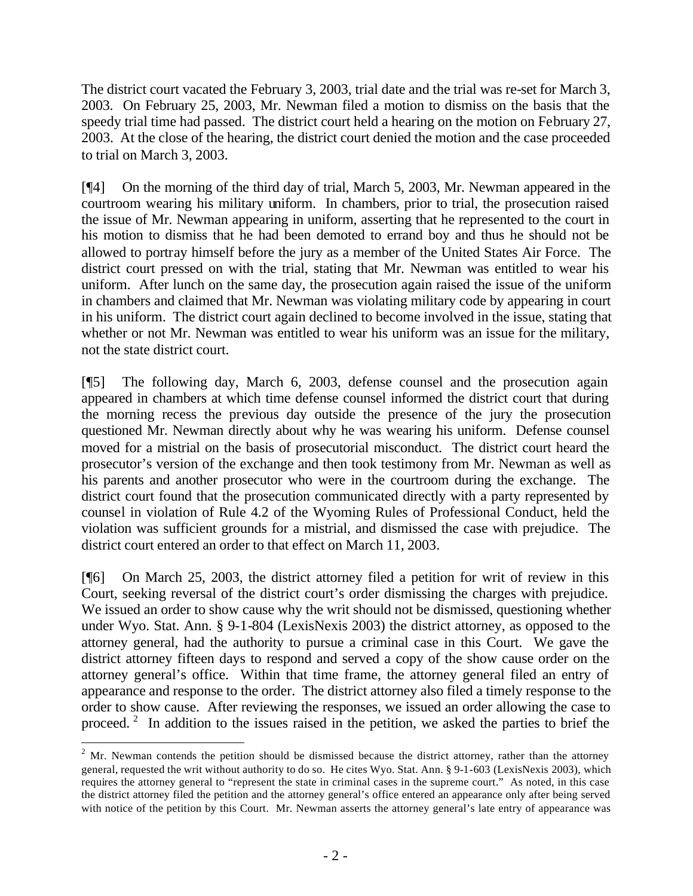The district court vacated the February 3, 2003, trial date and the trial was re-set for March 3, 2003. On February 25, 2003, Mr. Newman filed a motion to dismiss on the basis that the speedy trial time had passed. The district court held a hearing on the motion on February 27, 2003. At the close of the hearing, the district court denied the motion and the case proceeded to trial on March 3, 2003.

[¶4] On the morning of the third day of trial, March 5, 2003, Mr. Newman appeared in the courtroom wearing his military uniform. In chambers, prior to trial, the prosecution raised the issue of Mr. Newman appearing in uniform, asserting that he represented to the court in his motion to dismiss that he had been demoted to errand boy and thus he should not be allowed to portray himself before the jury as a member of the United States Air Force. The district court pressed on with the trial, stating that Mr. Newman was entitled to wear his uniform. After lunch on the same day, the prosecution again raised the issue of the uniform in chambers and claimed that Mr. Newman was violating military code by appearing in court in his uniform. The district court again declined to become involved in the issue, stating that whether or not Mr. Newman was entitled to wear his uniform was an issue for the military, not the state district court.

[¶5] The following day, March 6, 2003, defense counsel and the prosecution again appeared in chambers at which time defense counsel informed the district court that during the morning recess the previous day outside the presence of the jury the prosecution questioned Mr. Newman directly about why he was wearing his uniform. Defense counsel moved for a mistrial on the basis of prosecutorial misconduct. The district court heard the prosecutor's version of the exchange and then took testimony from Mr. Newman as well as his parents and another prosecutor who were in the courtroom during the exchange. The district court found that the prosecution communicated directly with a party represented by counsel in violation of Rule 4.2 of the Wyoming Rules of Professional Conduct, held the violation was sufficient grounds for a mistrial, and dismissed the case with prejudice. The district court entered an order to that effect on March 11, 2003.

[¶6] On March 25, 2003, the district attorney filed a petition for writ of review in this Court, seeking reversal of the district court's order dismissing the charges with prejudice. We issued an order to show cause why the writ should not be dismissed, questioning whether under Wyo. Stat. Ann. § 9-1-804 (LexisNexis 2003) the district attorney, as opposed to the attorney general, had the authority to pursue a criminal case in this Court. We gave the district attorney fifteen days to respond and served a copy of the show cause order on the attorney general's office. Within that time frame, the attorney general filed an entry of appearance and response to the order. The district attorney also filed a timely response to the order to show cause. After reviewing the responses, we issued an order allowing the case to proceed.[2] In addition to the issues raised in the petition, we asked the parties to brief the

[2] Mr. Newman contends the petition should be dismissed because the district attorney, rather than the attorney general, requested the writ without authority to do so. He cites Wyo. Stat. Ann. § 9-1-603 (LexisNexis 2003), which requires the attorney general to "represent the state in criminal cases in the supreme court." As noted, in this case the district attorney filed the petition and the attorney general's office entered an appearance only after being served with notice of the petition by this Court. Mr. Newman asserts the attorney general's late entry of appearance was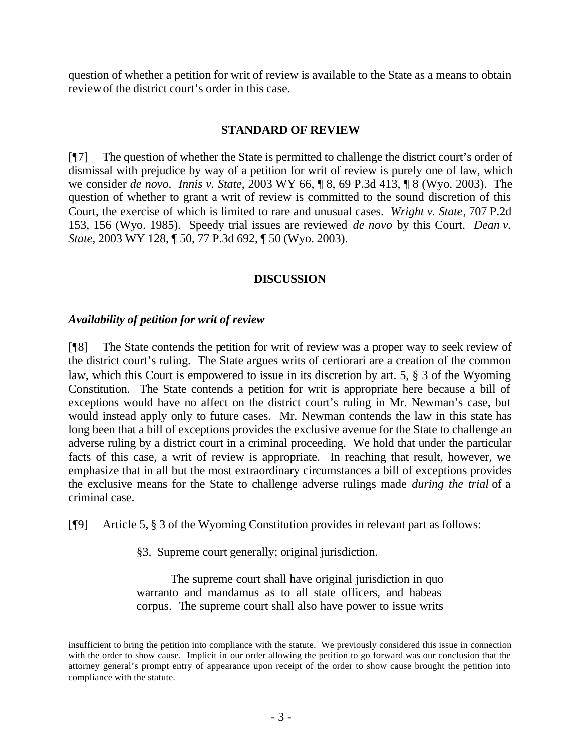question of whether a petition for writ of review is available to the State as a means to obtain review of the district court's order in this case.

## STANDARD OF REVIEW

[¶7] The question of whether the State is permitted to challenge the district court's order of dismissal with prejudice by way of a petition for writ of review is purely one of law, which we consider *de novo*. *Innis v. State,* 2003 WY 66, ¶ 8, 69 P.3d 413, ¶ 8 (Wyo. 2003). The question of whether to grant a writ of review is committed to the sound discretion of this Court, the exercise of which is limited to rare and unusual cases. *Wright v. State*, 707 P.2d 153, 156 (Wyo. 1985). Speedy trial issues are reviewed *de novo* by this Court. *Dean v. State,* 2003 WY 128, ¶ 50, 77 P.3d 692, ¶ 50 (Wyo. 2003).

## DISCUSSION

### *Availability of petition for writ of review*

[¶8] The State contends the petition for writ of review was a proper way to seek review of the district court's ruling. The State argues writs of certiorari are a creation of the common law, which this Court is empowered to issue in its discretion by art. 5, § 3 of the Wyoming Constitution. The State contends a petition for writ is appropriate here because a bill of exceptions would have no affect on the district court's ruling in Mr. Newman's case, but would instead apply only to future cases. Mr. Newman contends the law in this state has long been that a bill of exceptions provides the exclusive avenue for the State to challenge an adverse ruling by a district court in a criminal proceeding. We hold that under the particular facts of this case, a writ of review is appropriate. In reaching that result, however, we emphasize that in all but the most extraordinary circumstances a bill of exceptions provides the exclusive means for the State to challenge adverse rulings made *during the trial* of a criminal case.

[¶9] Article 5, § 3 of the Wyoming Constitution provides in relevant part as follows:

> §3. Supreme court generally; original jurisdiction.
>
> The supreme court shall have original jurisdiction in quo warranto and mandamus as to all state officers, and habeas corpus. The supreme court shall also have power to issue writs

---

insufficient to bring the petition into compliance with the statute. We previously considered this issue in connection with the order to show cause. Implicit in our order allowing the petition to go forward was our conclusion that the attorney general's prompt entry of appearance upon receipt of the order to show cause brought the petition into compliance with the statute.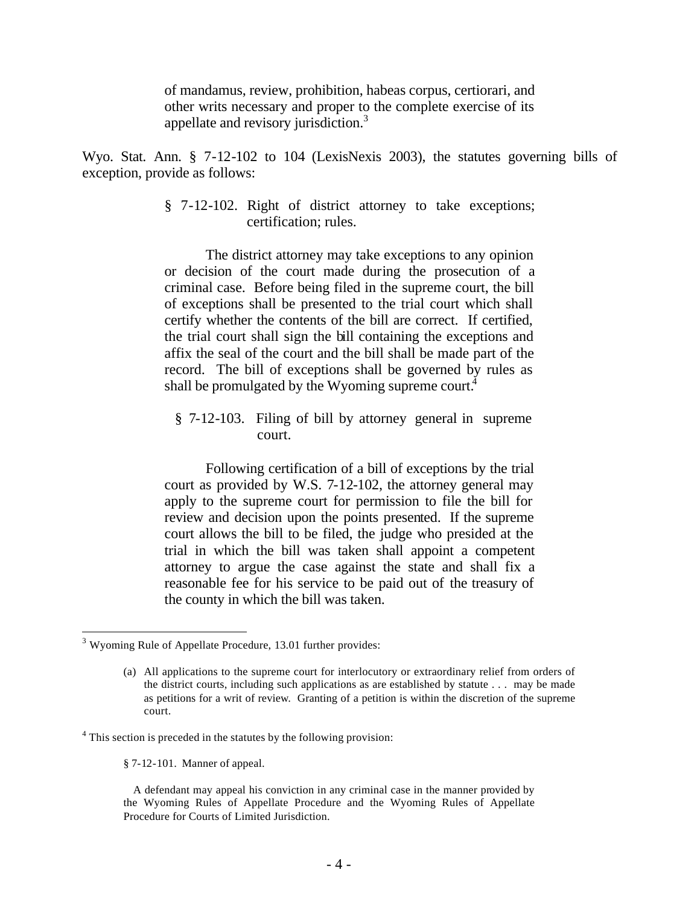> of mandamus, review, prohibition, habeas corpus, certiorari, and other writs necessary and proper to the complete exercise of its appellate and revisory jurisdiction.[3]

Wyo. Stat. Ann. § 7-12-102 to 104 (LexisNexis 2003), the statutes governing bills of exception, provide as follows:

> § 7-12-102. Right of district attorney to take exceptions; certification; rules.
>
> The district attorney may take exceptions to any opinion or decision of the court made during the prosecution of a criminal case. Before being filed in the supreme court, the bill of exceptions shall be presented to the trial court which shall certify whether the contents of the bill are correct. If certified, the trial court shall sign the bill containing the exceptions and affix the seal of the court and the bill shall be made part of the record. The bill of exceptions shall be governed by rules as shall be promulgated by the Wyoming supreme court.[4]
>
> § 7-12-103. Filing of bill by attorney general in supreme court.
>
> Following certification of a bill of exceptions by the trial court as provided by W.S. 7-12-102, the attorney general may apply to the supreme court for permission to file the bill for review and decision upon the points presented. If the supreme court allows the bill to be filed, the judge who presided at the trial in which the bill was taken shall appoint a competent attorney to argue the case against the state and shall fix a reasonable fee for his service to be paid out of the treasury of the county in which the bill was taken.

---

[3] Wyoming Rule of Appellate Procedure, 13.01 further provides:

> (a) All applications to the supreme court for interlocutory or extraordinary relief from orders of the district courts, including such applications as are established by statute . . . may be made as petitions for a writ of review. Granting of a petition is within the discretion of the supreme court.

[4] This section is preceded in the statutes by the following provision:

> § 7-12-101. Manner of appeal.
>
> A defendant may appeal his conviction in any criminal case in the manner provided by the Wyoming Rules of Appellate Procedure and the Wyoming Rules of Appellate Procedure for Courts of Limited Jurisdiction.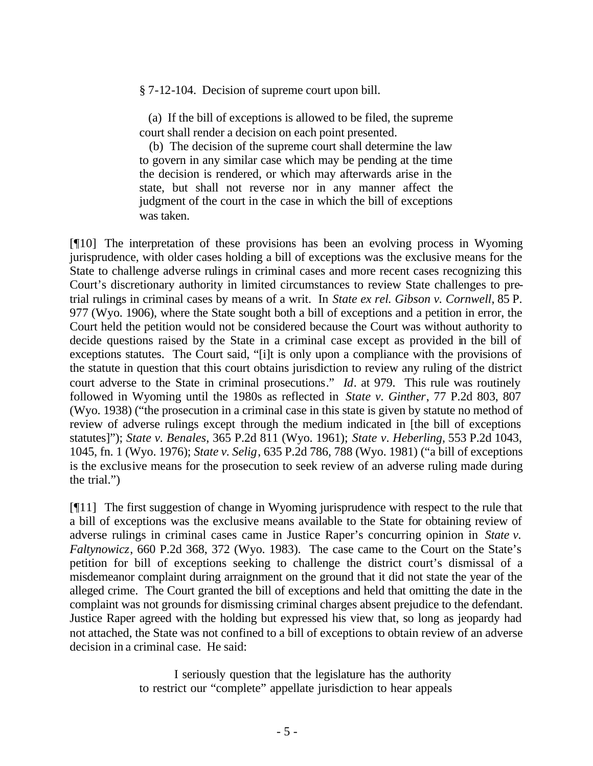> § 7-12-104. Decision of supreme court upon bill.
>
> (a) If the bill of exceptions is allowed to be filed, the supreme court shall render a decision on each point presented.
>
> (b) The decision of the supreme court shall determine the law to govern in any similar case which may be pending at the time the decision is rendered, or which may afterwards arise in the state, but shall not reverse nor in any manner affect the judgment of the court in the case in which the bill of exceptions was taken.

[¶10] The interpretation of these provisions has been an evolving process in Wyoming jurisprudence, with older cases holding a bill of exceptions was the exclusive means for the State to challenge adverse rulings in criminal cases and more recent cases recognizing this Court's discretionary authority in limited circumstances to review State challenges to pre-trial rulings in criminal cases by means of a writ. In *State ex rel. Gibson v. Cornwell*, 85 P. 977 (Wyo. 1906), where the State sought both a bill of exceptions and a petition in error, the Court held the petition would not be considered because the Court was without authority to decide questions raised by the State in a criminal case except as provided in the bill of exceptions statutes. The Court said, "[i]t is only upon a compliance with the provisions of the statute in question that this court obtains jurisdiction to review any ruling of the district court adverse to the State in criminal prosecutions." *Id*. at 979. This rule was routinely followed in Wyoming until the 1980s as reflected in *State v. Ginther*, 77 P.2d 803, 807 (Wyo. 1938) ("the prosecution in a criminal case in this state is given by statute no method of review of adverse rulings except through the medium indicated in [the bill of exceptions statutes]"); *State v. Benales*, 365 P.2d 811 (Wyo. 1961); *State v. Heberling*, 553 P.2d 1043, 1045, fn. 1 (Wyo. 1976); *State v. Selig*, 635 P.2d 786, 788 (Wyo. 1981) ("a bill of exceptions is the exclusive means for the prosecution to seek review of an adverse ruling made during the trial.")

[¶11] The first suggestion of change in Wyoming jurisprudence with respect to the rule that a bill of exceptions was the exclusive means available to the State for obtaining review of adverse rulings in criminal cases came in Justice Raper's concurring opinion in *State v. Faltynowicz*, 660 P.2d 368, 372 (Wyo. 1983). The case came to the Court on the State's petition for bill of exceptions seeking to challenge the district court's dismissal of a misdemeanor complaint during arraignment on the ground that it did not state the year of the alleged crime. The Court granted the bill of exceptions and held that omitting the date in the complaint was not grounds for dismissing criminal charges absent prejudice to the defendant. Justice Raper agreed with the holding but expressed his view that, so long as jeopardy had not attached, the State was not confined to a bill of exceptions to obtain review of an adverse decision in a criminal case. He said:

> I seriously question that the legislature has the authority to restrict our "complete" appellate jurisdiction to hear appeals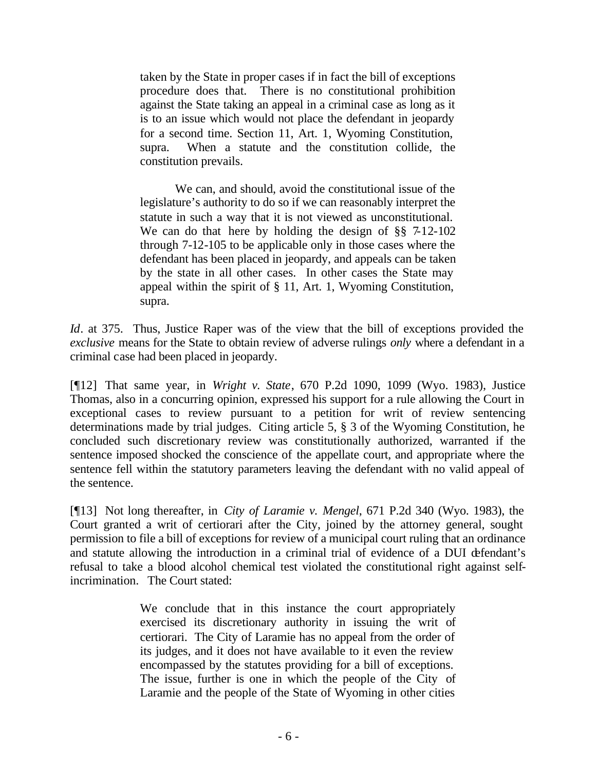> taken by the State in proper cases if in fact the bill of exceptions procedure does that. There is no constitutional prohibition against the State taking an appeal in a criminal case as long as it is to an issue which would not place the defendant in jeopardy for a second time. Section 11, Art. 1, Wyoming Constitution, supra. When a statute and the constitution collide, the constitution prevails.
>
> We can, and should, avoid the constitutional issue of the legislature's authority to do so if we can reasonably interpret the statute in such a way that it is not viewed as unconstitutional. We can do that here by holding the design of §§ 7-12-102 through 7-12-105 to be applicable only in those cases where the defendant has been placed in jeopardy, and appeals can be taken by the state in all other cases. In other cases the State may appeal within the spirit of § 11, Art. 1, Wyoming Constitution, supra.

*Id*. at 375. Thus, Justice Raper was of the view that the bill of exceptions provided the *exclusive* means for the State to obtain review of adverse rulings *only* where a defendant in a criminal case had been placed in jeopardy.

[¶12] That same year, in *Wright v. State*, 670 P.2d 1090, 1099 (Wyo. 1983), Justice Thomas, also in a concurring opinion, expressed his support for a rule allowing the Court in exceptional cases to review pursuant to a petition for writ of review sentencing determinations made by trial judges. Citing article 5, § 3 of the Wyoming Constitution, he concluded such discretionary review was constitutionally authorized, warranted if the sentence imposed shocked the conscience of the appellate court, and appropriate where the sentence fell within the statutory parameters leaving the defendant with no valid appeal of the sentence.

[¶13] Not long thereafter, in *City of Laramie v. Mengel*, 671 P.2d 340 (Wyo. 1983), the Court granted a writ of certiorari after the City, joined by the attorney general, sought permission to file a bill of exceptions for review of a municipal court ruling that an ordinance and statute allowing the introduction in a criminal trial of evidence of a DUI defendant's refusal to take a blood alcohol chemical test violated the constitutional right against self-incrimination. The Court stated:

> We conclude that in this instance the court appropriately exercised its discretionary authority in issuing the writ of certiorari. The City of Laramie has no appeal from the order of its judges, and it does not have available to it even the review encompassed by the statutes providing for a bill of exceptions. The issue, further is one in which the people of the City of Laramie and the people of the State of Wyoming in other cities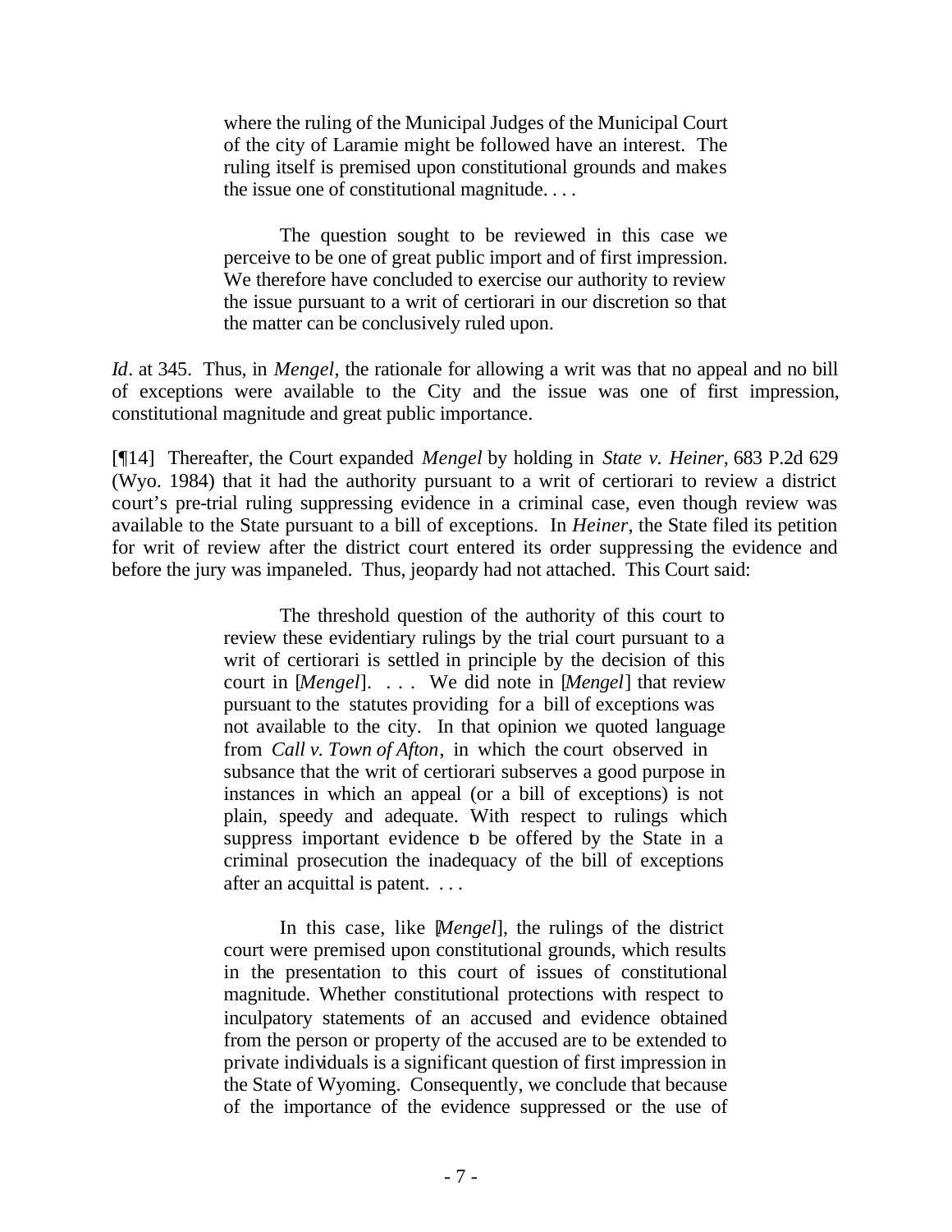> where the ruling of the Municipal Judges of the Municipal Court of the city of Laramie might be followed have an interest. The ruling itself is premised upon constitutional grounds and makes the issue one of constitutional magnitude. . . .
>
> The question sought to be reviewed in this case we perceive to be one of great public import and of first impression. We therefore have concluded to exercise our authority to review the issue pursuant to a writ of certiorari in our discretion so that the matter can be conclusively ruled upon.

*Id*. at 345. Thus, in *Mengel*, the rationale for allowing a writ was that no appeal and no bill of exceptions were available to the City and the issue was one of first impression, constitutional magnitude and great public importance.

[¶14] Thereafter, the Court expanded *Mengel* by holding in *State v. Heiner*, 683 P.2d 629 (Wyo. 1984) that it had the authority pursuant to a writ of certiorari to review a district court's pre-trial ruling suppressing evidence in a criminal case, even though review was available to the State pursuant to a bill of exceptions. In *Heiner*, the State filed its petition for writ of review after the district court entered its order suppressing the evidence and before the jury was impaneled. Thus, jeopardy had not attached. This Court said:

> The threshold question of the authority of this court to review these evidentiary rulings by the trial court pursuant to a writ of certiorari is settled in principle by the decision of this court in [*Mengel*]. . . . We did note in [*Mengel*] that review pursuant to the statutes providing for a bill of exceptions was not available to the city. In that opinion we quoted language from *Call v. Town of Afton*, in which the court observed in subsance that the writ of certiorari subserves a good purpose in instances in which an appeal (or a bill of exceptions) is not plain, speedy and adequate. With respect to rulings which suppress important evidence to be offered by the State in a criminal prosecution the inadequacy of the bill of exceptions after an acquittal is patent. . . .
>
> In this case, like [*Mengel*], the rulings of the district court were premised upon constitutional grounds, which results in the presentation to this court of issues of constitutional magnitude. Whether constitutional protections with respect to inculpatory statements of an accused and evidence obtained from the person or property of the accused are to be extended to private individuals is a significant question of first impression in the State of Wyoming. Consequently, we conclude that because of the importance of the evidence suppressed or the use of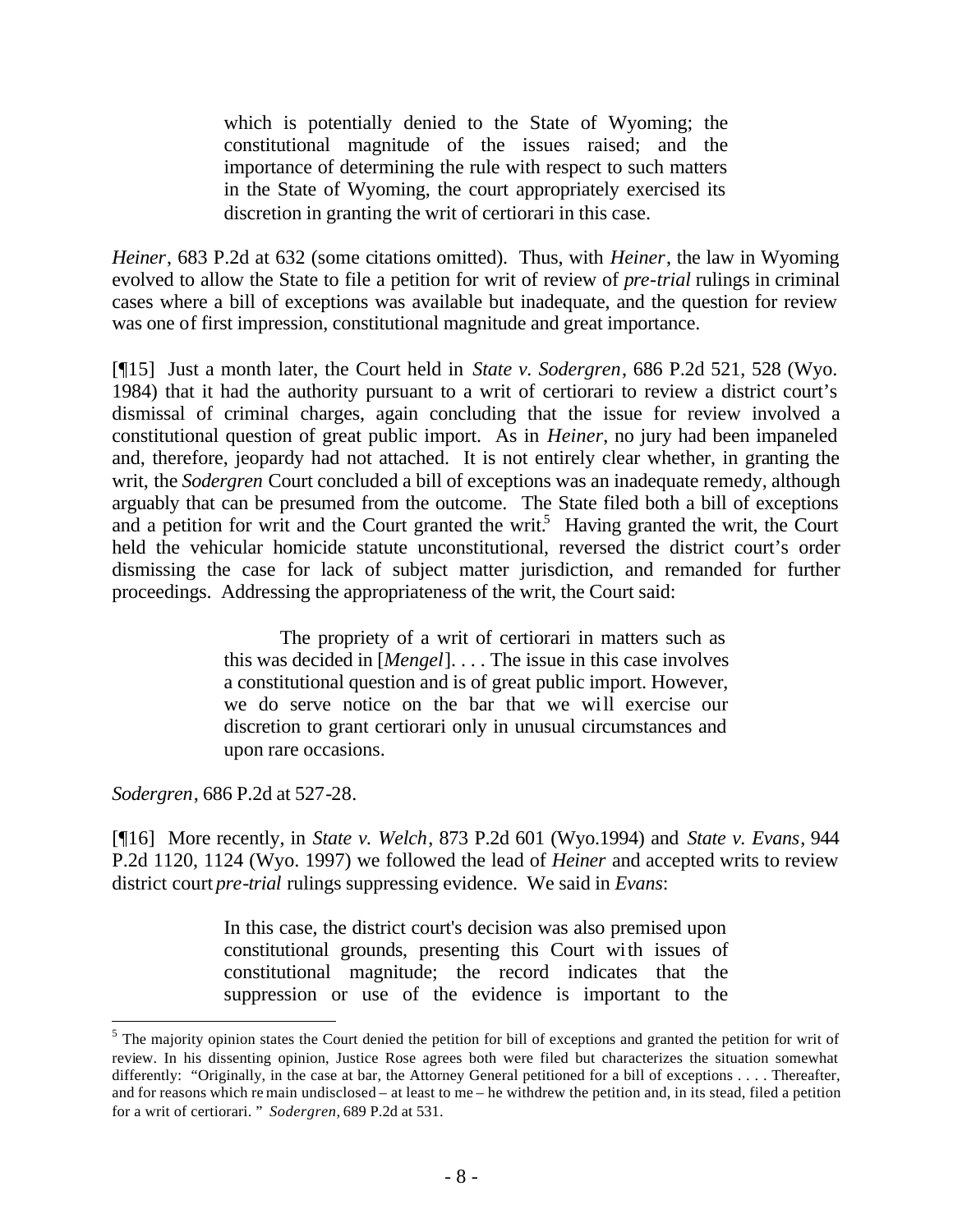> which is potentially denied to the State of Wyoming; the constitutional magnitude of the issues raised; and the importance of determining the rule with respect to such matters in the State of Wyoming, the court appropriately exercised its discretion in granting the writ of certiorari in this case.

*Heiner*, 683 P.2d at 632 (some citations omitted). Thus, with *Heiner*, the law in Wyoming evolved to allow the State to file a petition for writ of review of *pre-trial* rulings in criminal cases where a bill of exceptions was available but inadequate, and the question for review was one of first impression, constitutional magnitude and great importance.

[¶15] Just a month later, the Court held in *State v. Sodergren*, 686 P.2d 521, 528 (Wyo. 1984) that it had the authority pursuant to a writ of certiorari to review a district court's dismissal of criminal charges, again concluding that the issue for review involved a constitutional question of great public import. As in *Heiner*, no jury had been impaneled and, therefore, jeopardy had not attached. It is not entirely clear whether, in granting the writ, the *Sodergren* Court concluded a bill of exceptions was an inadequate remedy, although arguably that can be presumed from the outcome. The State filed both a bill of exceptions and a petition for writ and the Court granted the writ.[5] Having granted the writ, the Court held the vehicular homicide statute unconstitutional, reversed the district court's order dismissing the case for lack of subject matter jurisdiction, and remanded for further proceedings. Addressing the appropriateness of the writ, the Court said:

> The propriety of a writ of certiorari in matters such as this was decided in [*Mengel*]. . . . The issue in this case involves a constitutional question and is of great public import. However, we do serve notice on the bar that we will exercise our discretion to grant certiorari only in unusual circumstances and upon rare occasions.

*Sodergren*, 686 P.2d at 527-28.

[¶16] More recently, in *State v. Welch*, 873 P.2d 601 (Wyo.1994) and *State v. Evans*, 944 P.2d 1120, 1124 (Wyo. 1997) we followed the lead of *Heiner* and accepted writs to review district court *pre-trial* rulings suppressing evidence. We said in *Evans*:

> In this case, the district court's decision was also premised upon constitutional grounds, presenting this Court with issues of constitutional magnitude; the record indicates that the suppression or use of the evidence is important to the

---

[5] The majority opinion states the Court denied the petition for bill of exceptions and granted the petition for writ of review. In his dissenting opinion, Justice Rose agrees both were filed but characterizes the situation somewhat differently: "Originally, in the case at bar, the Attorney General petitioned for a bill of exceptions . . . . Thereafter, and for reasons which remain undisclosed – at least to me – he withdrew the petition and, in its stead, filed a petition for a writ of certiorari." *Sodergren*, 689 P.2d at 531.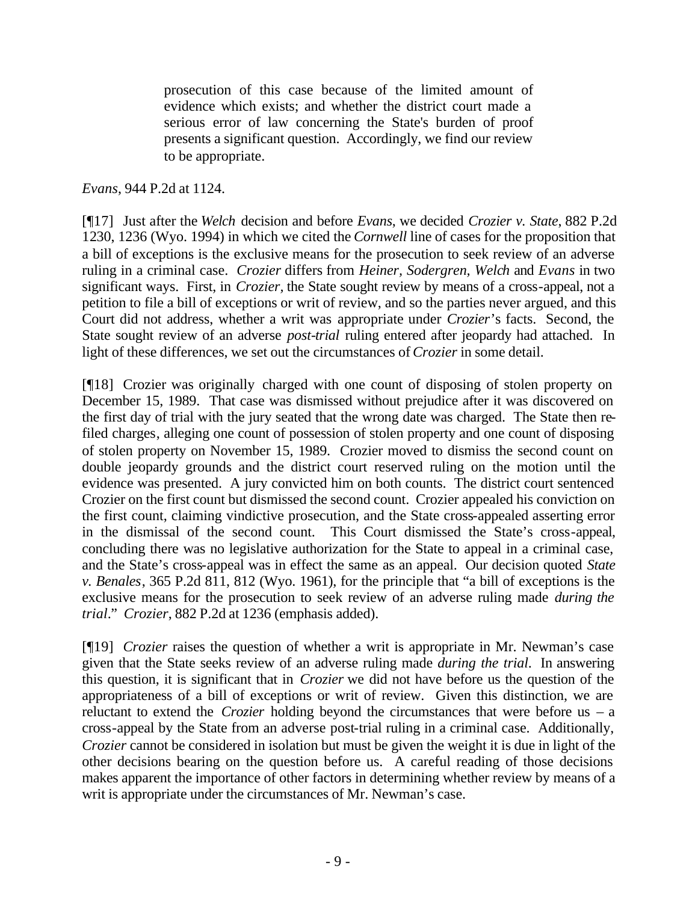> prosecution of this case because of the limited amount of evidence which exists; and whether the district court made a serious error of law concerning the State's burden of proof presents a significant question. Accordingly, we find our review to be appropriate.

*Evans*, 944 P.2d at 1124.

[¶17] Just after the *Welch* decision and before *Evans*, we decided *Crozier v. State*, 882 P.2d 1230, 1236 (Wyo. 1994) in which we cited the *Cornwell* line of cases for the proposition that a bill of exceptions is the exclusive means for the prosecution to seek review of an adverse ruling in a criminal case. *Crozier* differs from *Heiner*, *Sodergren*, *Welch* and *Evans* in two significant ways. First, in *Crozier*, the State sought review by means of a cross-appeal, not a petition to file a bill of exceptions or writ of review, and so the parties never argued, and this Court did not address, whether a writ was appropriate under *Crozier*'s facts. Second, the State sought review of an adverse *post-trial* ruling entered after jeopardy had attached. In light of these differences, we set out the circumstances of *Crozier* in some detail.

[¶18] Crozier was originally charged with one count of disposing of stolen property on December 15, 1989. That case was dismissed without prejudice after it was discovered on the first day of trial with the jury seated that the wrong date was charged. The State then re-filed charges, alleging one count of possession of stolen property and one count of disposing of stolen property on November 15, 1989. Crozier moved to dismiss the second count on double jeopardy grounds and the district court reserved ruling on the motion until the evidence was presented. A jury convicted him on both counts. The district court sentenced Crozier on the first count but dismissed the second count. Crozier appealed his conviction on the first count, claiming vindictive prosecution, and the State cross-appealed asserting error in the dismissal of the second count. This Court dismissed the State's cross-appeal, concluding there was no legislative authorization for the State to appeal in a criminal case, and the State's cross-appeal was in effect the same as an appeal. Our decision quoted *State v. Benales*, 365 P.2d 811, 812 (Wyo. 1961), for the principle that "a bill of exceptions is the exclusive means for the prosecution to seek review of an adverse ruling made *during the trial*." *Crozier*, 882 P.2d at 1236 (emphasis added).

[¶19] *Crozier* raises the question of whether a writ is appropriate in Mr. Newman's case given that the State seeks review of an adverse ruling made *during the trial*. In answering this question, it is significant that in *Crozier* we did not have before us the question of the appropriateness of a bill of exceptions or writ of review. Given this distinction, we are reluctant to extend the *Crozier* holding beyond the circumstances that were before us – a cross-appeal by the State from an adverse post-trial ruling in a criminal case. Additionally, *Crozier* cannot be considered in isolation but must be given the weight it is due in light of the other decisions bearing on the question before us. A careful reading of those decisions makes apparent the importance of other factors in determining whether review by means of a writ is appropriate under the circumstances of Mr. Newman's case.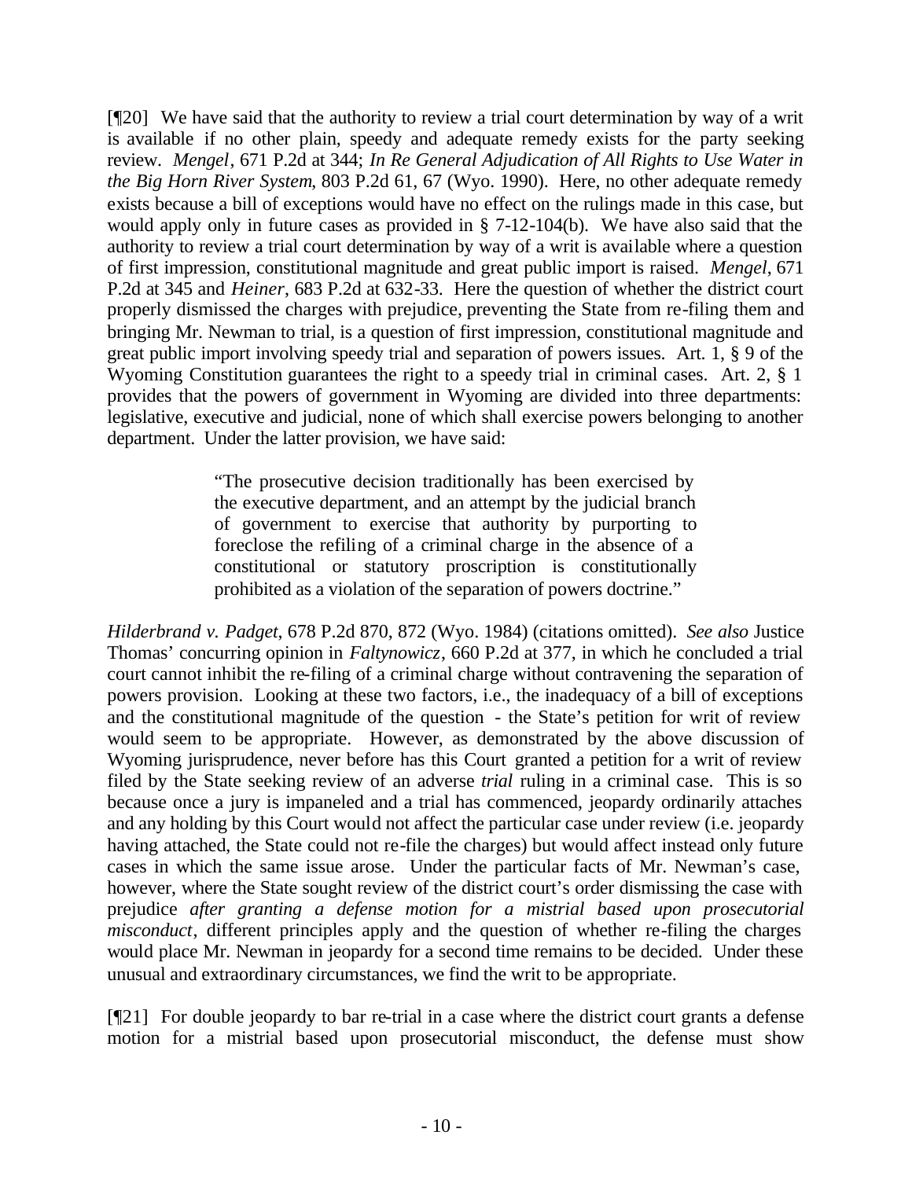[¶20] We have said that the authority to review a trial court determination by way of a writ is available if no other plain, speedy and adequate remedy exists for the party seeking review. *Mengel*, 671 P.2d at 344; *In Re General Adjudication of All Rights to Use Water in the Big Horn River System*, 803 P.2d 61, 67 (Wyo. 1990). Here, no other adequate remedy exists because a bill of exceptions would have no effect on the rulings made in this case, but would apply only in future cases as provided in § 7-12-104(b). We have also said that the authority to review a trial court determination by way of a writ is available where a question of first impression, constitutional magnitude and great public import is raised. *Mengel*, 671 P.2d at 345 and *Heiner*, 683 P.2d at 632-33. Here the question of whether the district court properly dismissed the charges with prejudice, preventing the State from re-filing them and bringing Mr. Newman to trial, is a question of first impression, constitutional magnitude and great public import involving speedy trial and separation of powers issues. Art. 1, § 9 of the Wyoming Constitution guarantees the right to a speedy trial in criminal cases. Art. 2, § 1 provides that the powers of government in Wyoming are divided into three departments: legislative, executive and judicial, none of which shall exercise powers belonging to another department. Under the latter provision, we have said:

> "The prosecutive decision traditionally has been exercised by the executive department, and an attempt by the judicial branch of government to exercise that authority by purporting to foreclose the refiling of a criminal charge in the absence of a constitutional or statutory proscription is constitutionally prohibited as a violation of the separation of powers doctrine."

*Hilderbrand v. Padget*, 678 P.2d 870, 872 (Wyo. 1984) (citations omitted). *See also* Justice Thomas' concurring opinion in *Faltynowicz*, 660 P.2d at 377, in which he concluded a trial court cannot inhibit the re-filing of a criminal charge without contravening the separation of powers provision. Looking at these two factors, i.e., the inadequacy of a bill of exceptions and the constitutional magnitude of the question - the State's petition for writ of review would seem to be appropriate. However, as demonstrated by the above discussion of Wyoming jurisprudence, never before has this Court granted a petition for a writ of review filed by the State seeking review of an adverse *trial* ruling in a criminal case. This is so because once a jury is impaneled and a trial has commenced, jeopardy ordinarily attaches and any holding by this Court would not affect the particular case under review (i.e. jeopardy having attached, the State could not re-file the charges) but would affect instead only future cases in which the same issue arose. Under the particular facts of Mr. Newman's case, however, where the State sought review of the district court's order dismissing the case with prejudice *after granting a defense motion for a mistrial based upon prosecutorial misconduct*, different principles apply and the question of whether re-filing the charges would place Mr. Newman in jeopardy for a second time remains to be decided. Under these unusual and extraordinary circumstances, we find the writ to be appropriate.

[¶21] For double jeopardy to bar re-trial in a case where the district court grants a defense motion for a mistrial based upon prosecutorial misconduct, the defense must show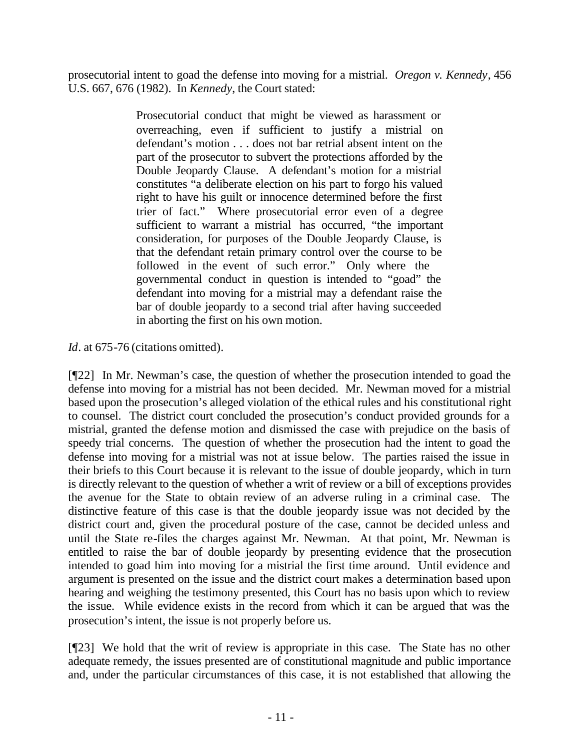prosecutorial intent to goad the defense into moving for a mistrial. *Oregon v. Kennedy*, 456 U.S. 667, 676 (1982). In *Kennedy*, the Court stated:

> Prosecutorial conduct that might be viewed as harassment or overreaching, even if sufficient to justify a mistrial on defendant's motion . . . does not bar retrial absent intent on the part of the prosecutor to subvert the protections afforded by the Double Jeopardy Clause. A defendant's motion for a mistrial constitutes "a deliberate election on his part to forgo his valued right to have his guilt or innocence determined before the first trier of fact." Where prosecutorial error even of a degree sufficient to warrant a mistrial has occurred, "the important consideration, for purposes of the Double Jeopardy Clause, is that the defendant retain primary control over the course to be followed in the event of such error." Only where the governmental conduct in question is intended to "goad" the defendant into moving for a mistrial may a defendant raise the bar of double jeopardy to a second trial after having succeeded in aborting the first on his own motion.

*Id*. at 675-76 (citations omitted).

[¶22] In Mr. Newman's case, the question of whether the prosecution intended to goad the defense into moving for a mistrial has not been decided. Mr. Newman moved for a mistrial based upon the prosecution's alleged violation of the ethical rules and his constitutional right to counsel. The district court concluded the prosecution's conduct provided grounds for a mistrial, granted the defense motion and dismissed the case with prejudice on the basis of speedy trial concerns. The question of whether the prosecution had the intent to goad the defense into moving for a mistrial was not at issue below. The parties raised the issue in their briefs to this Court because it is relevant to the issue of double jeopardy, which in turn is directly relevant to the question of whether a writ of review or a bill of exceptions provides the avenue for the State to obtain review of an adverse ruling in a criminal case. The distinctive feature of this case is that the double jeopardy issue was not decided by the district court and, given the procedural posture of the case, cannot be decided unless and until the State re-files the charges against Mr. Newman. At that point, Mr. Newman is entitled to raise the bar of double jeopardy by presenting evidence that the prosecution intended to goad him into moving for a mistrial the first time around. Until evidence and argument is presented on the issue and the district court makes a determination based upon hearing and weighing the testimony presented, this Court has no basis upon which to review the issue. While evidence exists in the record from which it can be argued that was the prosecution's intent, the issue is not properly before us.

[¶23] We hold that the writ of review is appropriate in this case. The State has no other adequate remedy, the issues presented are of constitutional magnitude and public importance and, under the particular circumstances of this case, it is not established that allowing the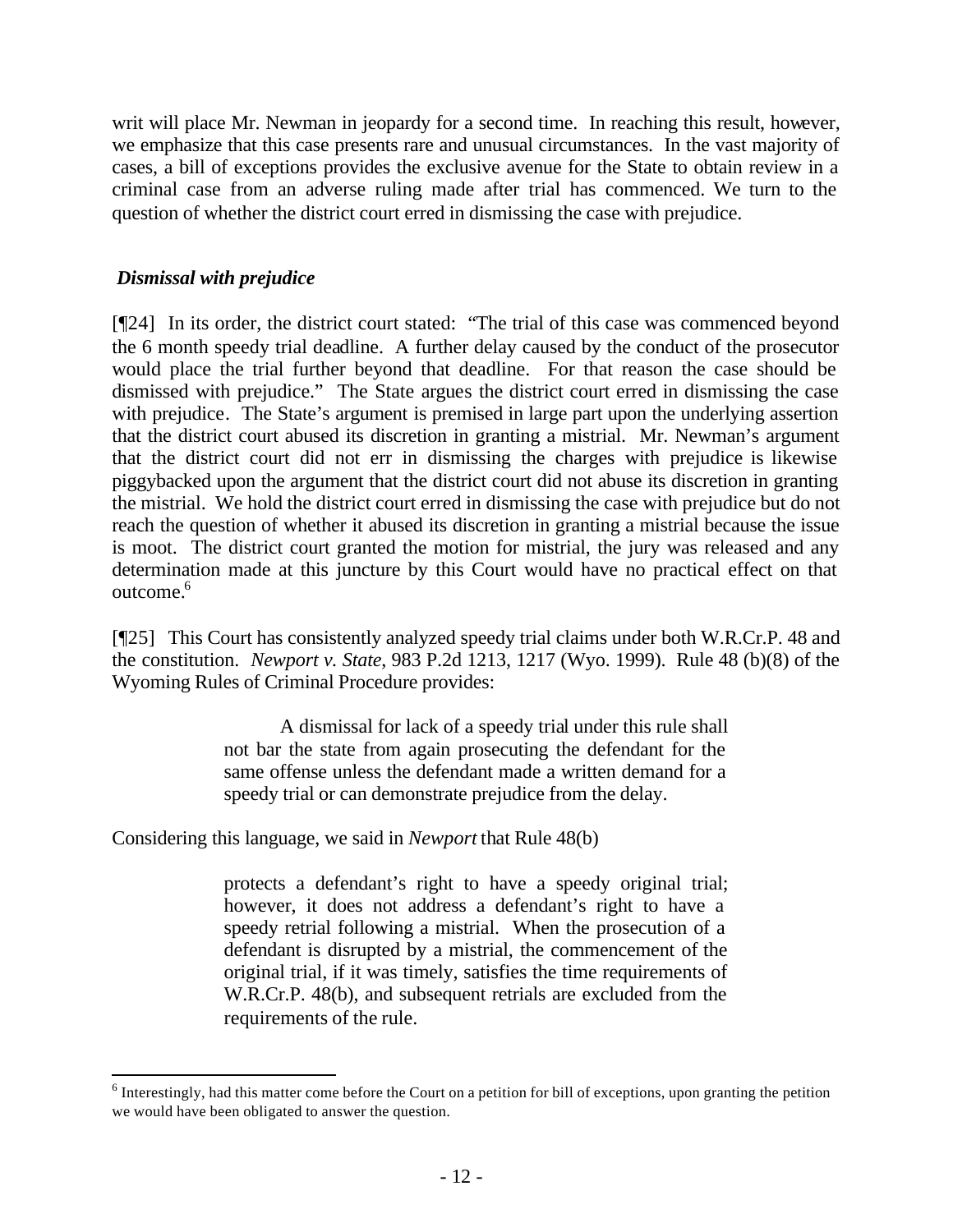writ will place Mr. Newman in jeopardy for a second time. In reaching this result, however, we emphasize that this case presents rare and unusual circumstances. In the vast majority of cases, a bill of exceptions provides the exclusive avenue for the State to obtain review in a criminal case from an adverse ruling made after trial has commenced. We turn to the question of whether the district court erred in dismissing the case with prejudice.

***Dismissal with prejudice***

[¶24] In its order, the district court stated: "The trial of this case was commenced beyond the 6 month speedy trial deadline. A further delay caused by the conduct of the prosecutor would place the trial further beyond that deadline. For that reason the case should be dismissed with prejudice." The State argues the district court erred in dismissing the case with prejudice. The State's argument is premised in large part upon the underlying assertion that the district court abused its discretion in granting a mistrial. Mr. Newman's argument that the district court did not err in dismissing the charges with prejudice is likewise piggybacked upon the argument that the district court did not abuse its discretion in granting the mistrial. We hold the district court erred in dismissing the case with prejudice but do not reach the question of whether it abused its discretion in granting a mistrial because the issue is moot. The district court granted the motion for mistrial, the jury was released and any determination made at this juncture by this Court would have no practical effect on that outcome.[6]

[¶25] This Court has consistently analyzed speedy trial claims under both W.R.Cr.P. 48 and the constitution. *Newport v. State*, 983 P.2d 1213, 1217 (Wyo. 1999). Rule 48 (b)(8) of the Wyoming Rules of Criminal Procedure provides:

> A dismissal for lack of a speedy trial under this rule shall not bar the state from again prosecuting the defendant for the same offense unless the defendant made a written demand for a speedy trial or can demonstrate prejudice from the delay.

Considering this language, we said in *Newport* that Rule 48(b)

> protects a defendant's right to have a speedy original trial; however, it does not address a defendant's right to have a speedy retrial following a mistrial. When the prosecution of a defendant is disrupted by a mistrial, the commencement of the original trial, if it was timely, satisfies the time requirements of W.R.Cr.P. 48(b), and subsequent retrials are excluded from the requirements of the rule.

---

[6] Interestingly, had this matter come before the Court on a petition for bill of exceptions, upon granting the petition we would have been obligated to answer the question.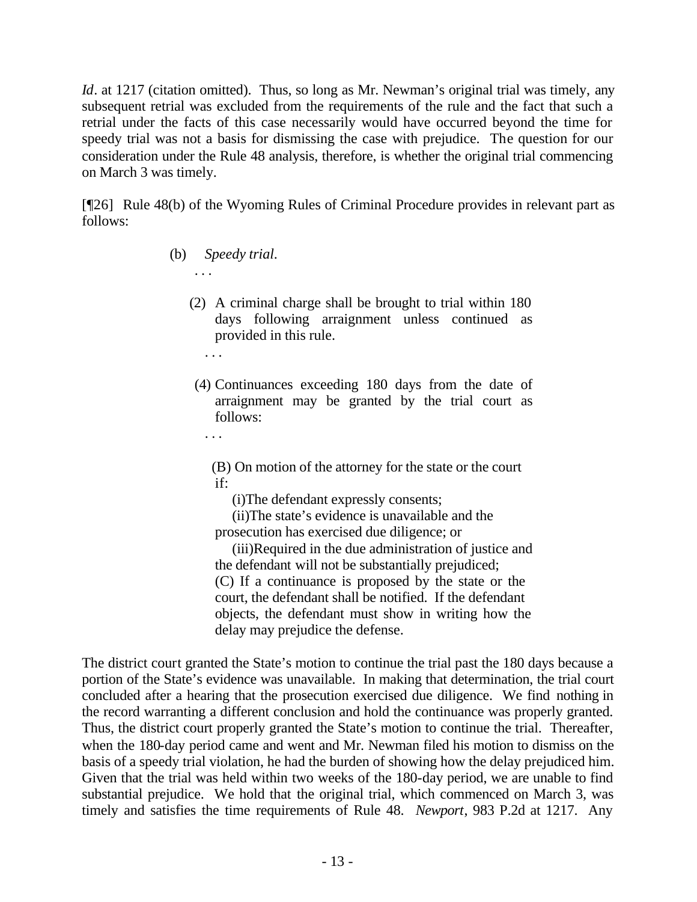*Id*. at 1217 (citation omitted). Thus, so long as Mr. Newman's original trial was timely, any subsequent retrial was excluded from the requirements of the rule and the fact that such a retrial under the facts of this case necessarily would have occurred beyond the time for speedy trial was not a basis for dismissing the case with prejudice. The question for our consideration under the Rule 48 analysis, therefore, is whether the original trial commencing on March 3 was timely.

[¶26] Rule 48(b) of the Wyoming Rules of Criminal Procedure provides in relevant part as follows:

> (b) *Speedy trial*.
>
> . . .
>
> (2) A criminal charge shall be brought to trial within 180 days following arraignment unless continued as provided in this rule.
>
> . . .
>
> (4) Continuances exceeding 180 days from the date of arraignment may be granted by the trial court as follows:
>
> . . .
>
> (B) On motion of the attorney for the state or the court if:
>
> (i)The defendant expressly consents;
>
> (ii)The state's evidence is unavailable and the prosecution has exercised due diligence; or
>
> (iii)Required in the due administration of justice and the defendant will not be substantially prejudiced;
>
> (C) If a continuance is proposed by the state or the court, the defendant shall be notified. If the defendant objects, the defendant must show in writing how the delay may prejudice the defense.

The district court granted the State's motion to continue the trial past the 180 days because a portion of the State's evidence was unavailable. In making that determination, the trial court concluded after a hearing that the prosecution exercised due diligence. We find nothing in the record warranting a different conclusion and hold the continuance was properly granted. Thus, the district court properly granted the State's motion to continue the trial. Thereafter, when the 180-day period came and went and Mr. Newman filed his motion to dismiss on the basis of a speedy trial violation, he had the burden of showing how the delay prejudiced him. Given that the trial was held within two weeks of the 180-day period, we are unable to find substantial prejudice. We hold that the original trial, which commenced on March 3, was timely and satisfies the time requirements of Rule 48. *Newport*, 983 P.2d at 1217. Any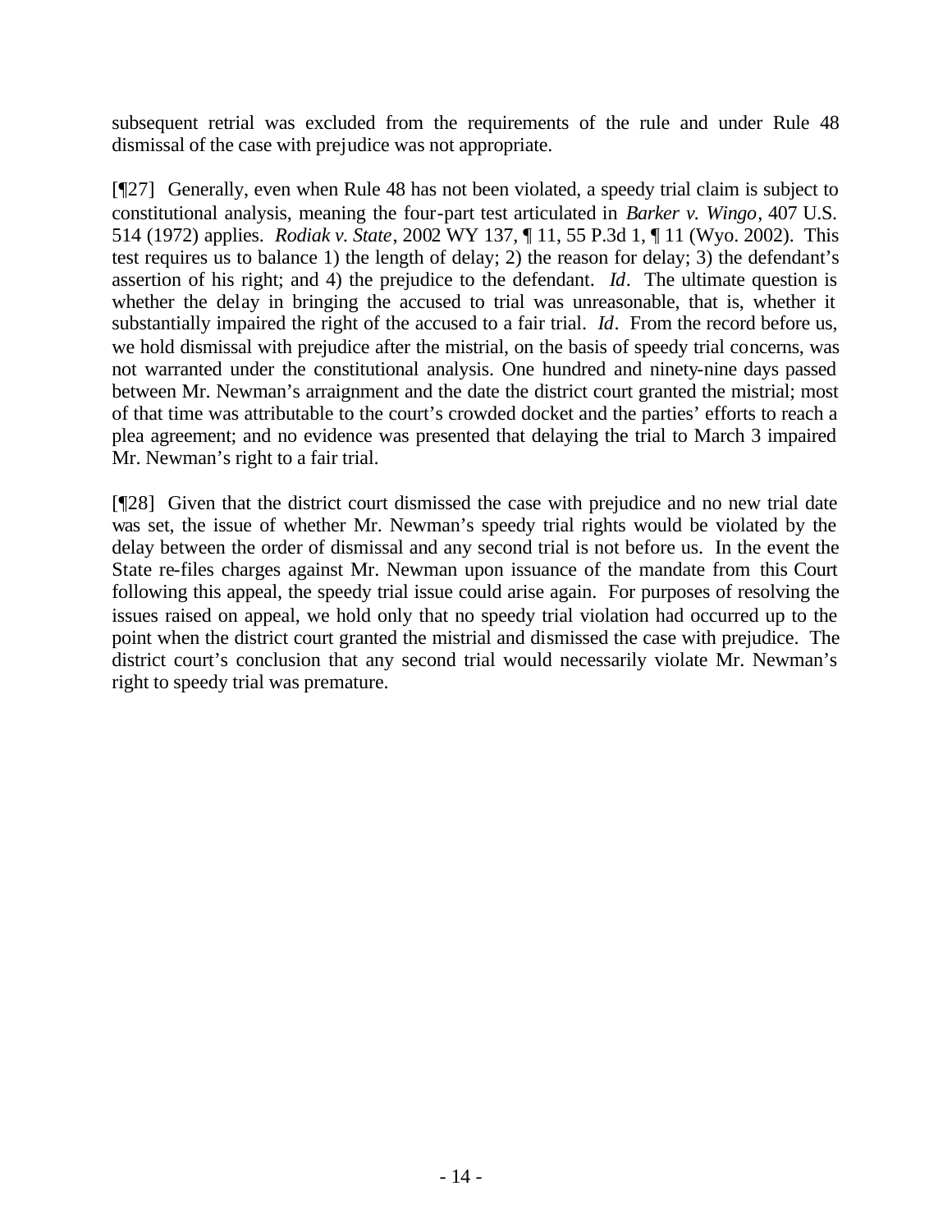subsequent retrial was excluded from the requirements of the rule and under Rule 48 dismissal of the case with prejudice was not appropriate.

[¶27] Generally, even when Rule 48 has not been violated, a speedy trial claim is subject to constitutional analysis, meaning the four-part test articulated in *Barker v. Wingo*, 407 U.S. 514 (1972) applies. *Rodiak v. State*, 2002 WY 137, ¶ 11, 55 P.3d 1, ¶ 11 (Wyo. 2002). This test requires us to balance 1) the length of delay; 2) the reason for delay; 3) the defendant's assertion of his right; and 4) the prejudice to the defendant. *Id*. The ultimate question is whether the delay in bringing the accused to trial was unreasonable, that is, whether it substantially impaired the right of the accused to a fair trial. *Id*. From the record before us, we hold dismissal with prejudice after the mistrial, on the basis of speedy trial concerns, was not warranted under the constitutional analysis. One hundred and ninety-nine days passed between Mr. Newman's arraignment and the date the district court granted the mistrial; most of that time was attributable to the court's crowded docket and the parties' efforts to reach a plea agreement; and no evidence was presented that delaying the trial to March 3 impaired Mr. Newman's right to a fair trial.

[¶28] Given that the district court dismissed the case with prejudice and no new trial date was set, the issue of whether Mr. Newman's speedy trial rights would be violated by the delay between the order of dismissal and any second trial is not before us. In the event the State re-files charges against Mr. Newman upon issuance of the mandate from this Court following this appeal, the speedy trial issue could arise again. For purposes of resolving the issues raised on appeal, we hold only that no speedy trial violation had occurred up to the point when the district court granted the mistrial and dismissed the case with prejudice. The district court's conclusion that any second trial would necessarily violate Mr. Newman's right to speedy trial was premature.